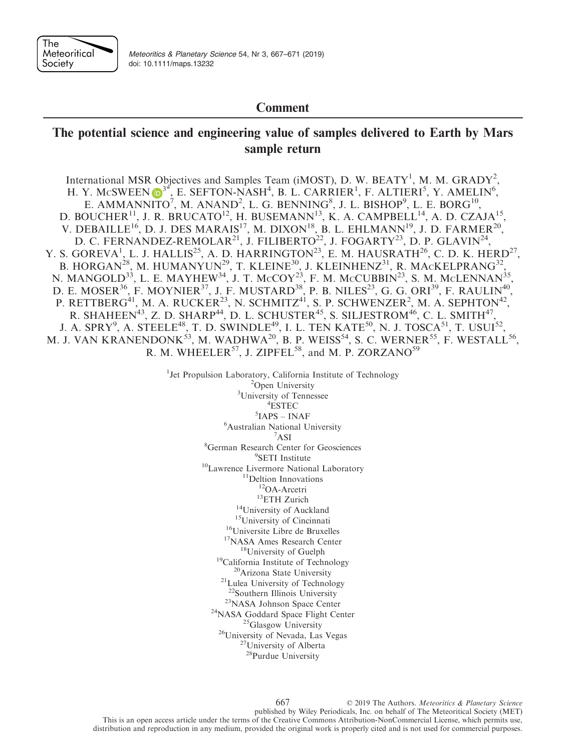Comment

# The potential science and engineering value of samples delivered to Earth by Mars sample return

International MSR Objectives and Samples Team (iMOST), D. W. BEATY[1], M. M. GRADY[2], H. Y. McSWEEN[3*], E. SEFTON-NASH[4], B. L. CARRIER[1], F. ALTIERI[5], Y. AMELIN[6], E. AMMANNITO[7], M. ANAND[2], L. G. BENNING[8], J. L. BISHOP[9], L. E. BORG[10], D. BOUCHER[11], J. R. BRUCATO[12], H. BUSEMANN[13], K. A. CAMPBELL[14], A. D. CZAJA[15], V. DEBAILLE[16], D. J. DES MARAIS[17], M. DIXON[18], B. L. EHLMANN[19], J. D. FARMER[20], D. C. FERNANDEZ-REMOLAR[21], J. FILIBERTO[22], J. FOGARTY[23], D. P. GLAVIN[24], Y. S. GOREVA[1], L. J. HALLIS[25], A. D. HARRINGTON[23], E. M. HAUSRATH[26], C. D. K. HERD[27], B. HORGAN[28], M. HUMANYUN[29], T. KLEINE[30], J. KLEINHENZ[31], R. MACKELPRANG[32], N. MANGOLD[33], L. E. MAYHEW[34], J. T. McCOY[23], F. M. McCUBBIN[23], S. M. McLENNAN[35], D. E. MOSER[36], F. MOYNIER[37], J. F. MUSTARD[38], P. B. NILES[23], G. G. ORI[39], F. RAULIN[40], P. RETTBERG[41], M. A. RUCKER[23], N. SCHMITZ[41], S. P. SCHWENZER[2], M. A. SEPHTON[42], R. SHAHEEN[43], Z. D. SHARP[44], D. L. SCHUSTER[45], S. SILJESTROM[46], C. L. SMITH[47], J. A. SPRY[9], A. STEELE[48], T. D. SWINDLE[49], I. L. TEN KATE[50], N. J. TOSCA[51], T. USUI[52], M. J. VAN KRANENDONK[53], M. WADHWA[20], B. P. WEISS[54], S. C. WERNER[55], F. WESTALL[56], R. M. WHEELER[57], J. ZIPFEL[58], and M. P. ZORZANO[59]

[1]Jet Propulsion Laboratory, California Institute of Technology
[2]Open University
[3]University of Tennessee
[4]ESTEC
[5]IAPS – INAF
[6]Australian National University
[7]ASI
[8]German Research Center for Geosciences
[9]SETI Institute
[10]Lawrence Livermore National Laboratory
[11]Deltion Innovations
[12]OA-Arcetri
[13]ETH Zurich
[14]University of Auckland
[15]University of Cincinnati
[16]Universite Libre de Bruxelles
[17]NASA Ames Research Center
[18]University of Guelph
[19]California Institute of Technology
[20]Arizona State University
[21]Lulea University of Technology
[22]Southern Illinois University
[23]NASA Johnson Space Center
[24]NASA Goddard Space Flight Center
[25]Glasgow University
[26]University of Nevada, Las Vegas
[27]University of Alberta
[28]Purdue University

© 2019 The Authors. *Meteoritics & Planetary Science* published by Wiley Periodicals, Inc. on behalf of The Meteoritical Society (MET)
This is an open access article under the terms of the Creative Commons Attribution-NonCommercial License, which permits use, distribution and reproduction in any medium, provided the original work is properly cited and is not used for commercial purposes.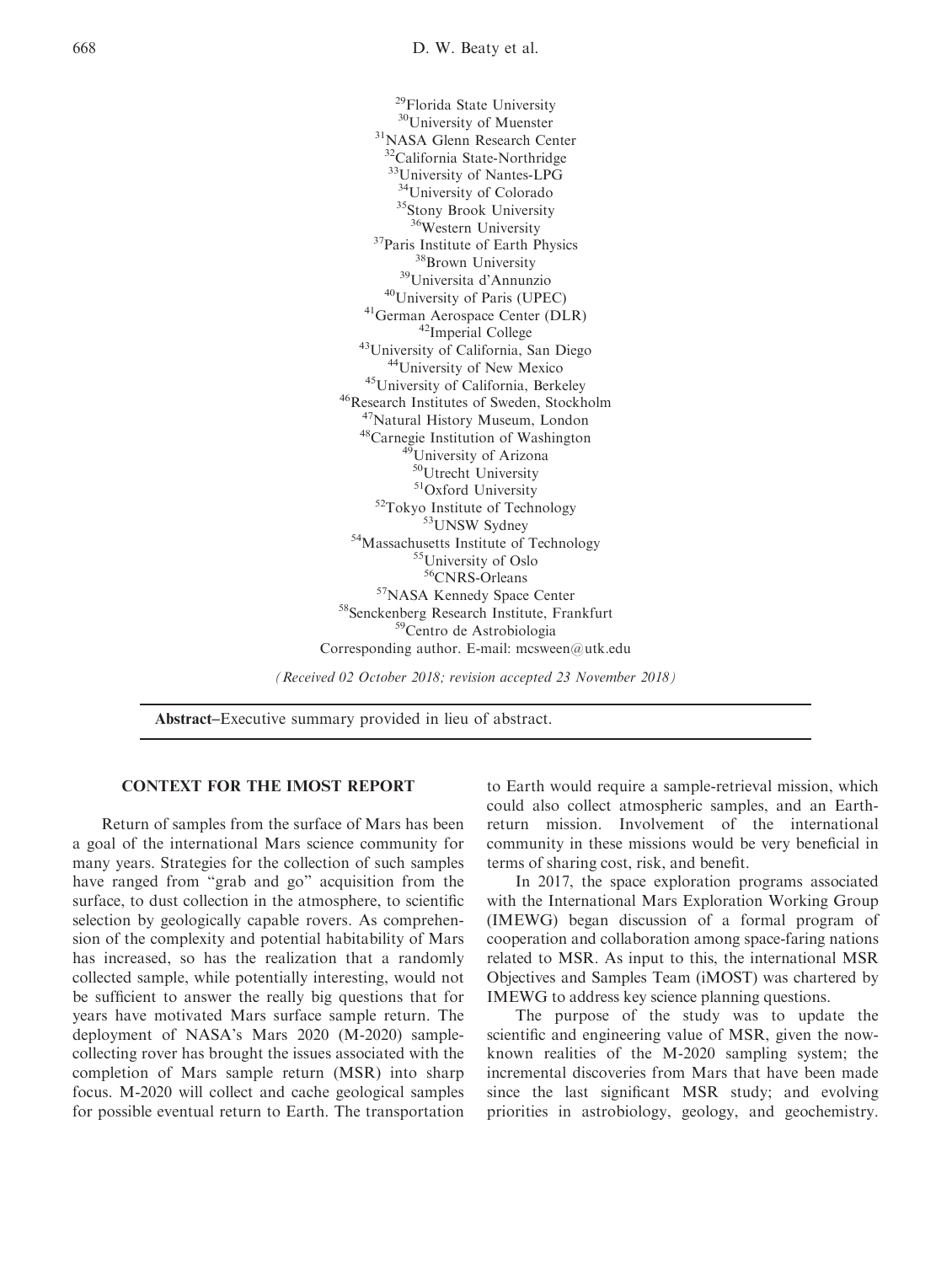[29]Florida State University
[30]University of Muenster
[31]NASA Glenn Research Center
[32]California State-Northridge
[33]University of Nantes-LPG
[34]University of Colorado
[35]Stony Brook University
[36]Western University
[37]Paris Institute of Earth Physics
[38]Brown University
[39]Universita d'Annunzio
[40]University of Paris (UPEC)
[41]German Aerospace Center (DLR)
[42]Imperial College
[43]University of California, San Diego
[44]University of New Mexico
[45]University of California, Berkeley
[46]Research Institutes of Sweden, Stockholm
[47]Natural History Museum, London
[48]Carnegie Institution of Washington
[49]University of Arizona
[50]Utrecht University
[51]Oxford University
[52]Tokyo Institute of Technology
[53]UNSW Sydney
[54]Massachusetts Institute of Technology
[55]University of Oslo
[56]CNRS-Orleans
[57]NASA Kennedy Space Center
[58]Senckenberg Research Institute, Frankfurt
[59]Centro de Astrobiologia
Corresponding author. E-mail: mcsween@utk.edu

*(Received 02 October 2018; revision accepted 23 November 2018)*

**Abstract**–Executive summary provided in lieu of abstract.

## CONTEXT FOR THE IMOST REPORT

Return of samples from the surface of Mars has been a goal of the international Mars science community for many years. Strategies for the collection of such samples have ranged from "grab and go" acquisition from the surface, to dust collection in the atmosphere, to scientific selection by geologically capable rovers. As comprehension of the complexity and potential habitability of Mars has increased, so has the realization that a randomly collected sample, while potentially interesting, would not be sufficient to answer the really big questions that for years have motivated Mars surface sample return. The deployment of NASA's Mars 2020 (M-2020) sample-collecting rover has brought the issues associated with the completion of Mars sample return (MSR) into sharp focus. M-2020 will collect and cache geological samples for possible eventual return to Earth. The transportation to Earth would require a sample-retrieval mission, which could also collect atmospheric samples, and an Earth-return mission. Involvement of the international community in these missions would be very beneficial in terms of sharing cost, risk, and benefit.

In 2017, the space exploration programs associated with the International Mars Exploration Working Group (IMEWG) began discussion of a formal program of cooperation and collaboration among space-faring nations related to MSR. As input to this, the international MSR Objectives and Samples Team (iMOST) was chartered by IMEWG to address key science planning questions.

The purpose of the study was to update the scientific and engineering value of MSR, given the now-known realities of the M-2020 sampling system; the incremental discoveries from Mars that have been made since the last significant MSR study; and evolving priorities in astrobiology, geology, and geochemistry.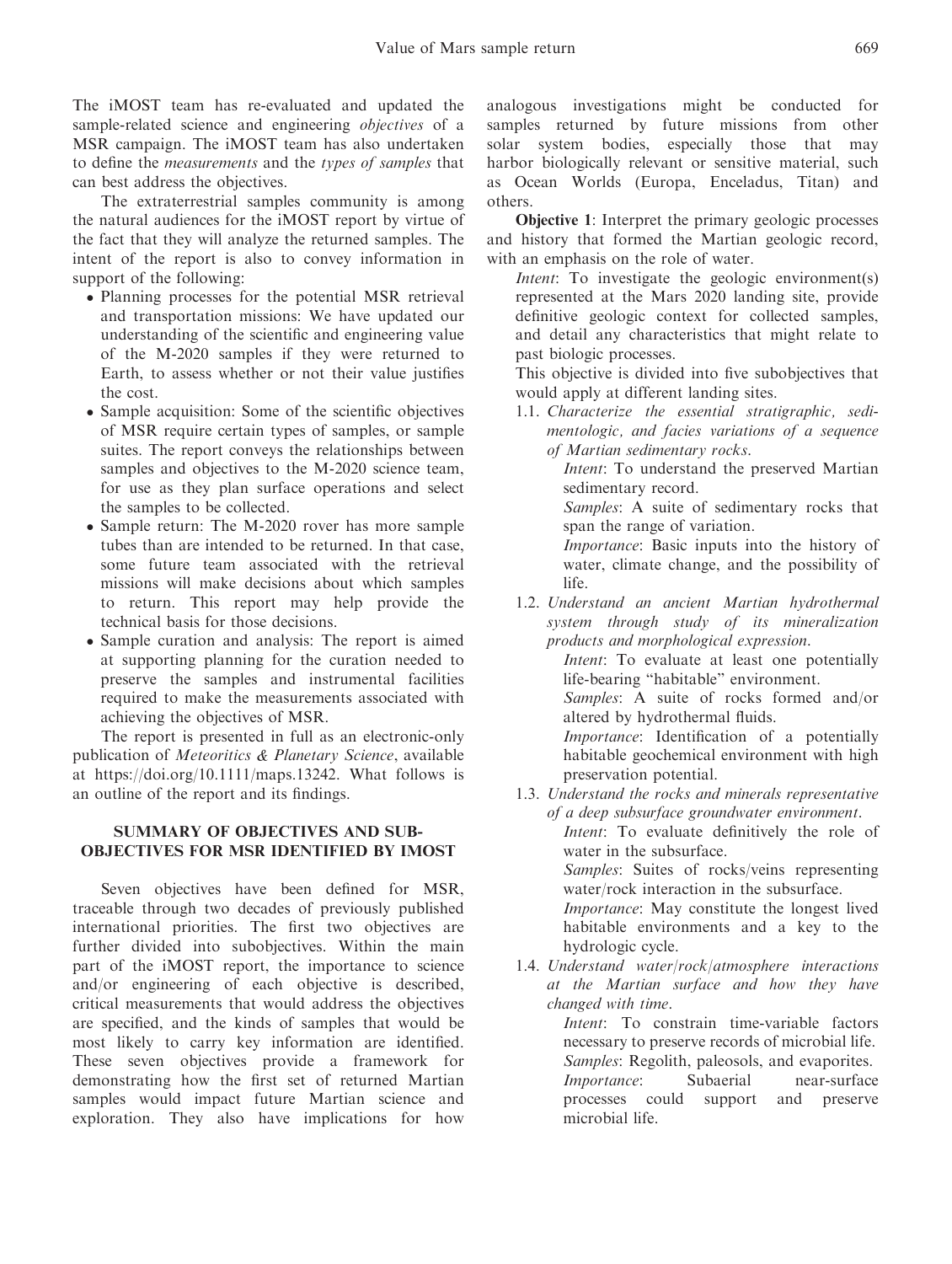The iMOST team has re-evaluated and updated the sample-related science and engineering *objectives* of a MSR campaign. The iMOST team has also undertaken to define the *measurements* and the *types of samples* that can best address the objectives.

The extraterrestrial samples community is among the natural audiences for the iMOST report by virtue of the fact that they will analyze the returned samples. The intent of the report is also to convey information in support of the following:

- Planning processes for the potential MSR retrieval and transportation missions: We have updated our understanding of the scientific and engineering value of the M-2020 samples if they were returned to Earth, to assess whether or not their value justifies the cost.
- Sample acquisition: Some of the scientific objectives of MSR require certain types of samples, or sample suites. The report conveys the relationships between samples and objectives to the M-2020 science team, for use as they plan surface operations and select the samples to be collected.
- Sample return: The M-2020 rover has more sample tubes than are intended to be returned. In that case, some future team associated with the retrieval missions will make decisions about which samples to return. This report may help provide the technical basis for those decisions.
- Sample curation and analysis: The report is aimed at supporting planning for the curation needed to preserve the samples and instrumental facilities required to make the measurements associated with achieving the objectives of MSR.

The report is presented in full as an electronic-only publication of *Meteoritics & Planetary Science*, available at https://doi.org/10.1111/maps.13242. What follows is an outline of the report and its findings.

## SUMMARY OF OBJECTIVES AND SUB-OBJECTIVES FOR MSR IDENTIFIED BY IMOST

Seven objectives have been defined for MSR, traceable through two decades of previously published international priorities. The first two objectives are further divided into subobjectives. Within the main part of the iMOST report, the importance to science and/or engineering of each objective is described, critical measurements that would address the objectives are specified, and the kinds of samples that would be most likely to carry key information are identified. These seven objectives provide a framework for demonstrating how the first set of returned Martian samples would impact future Martian science and exploration. They also have implications for how analogous investigations might be conducted for samples returned by future missions from other solar system bodies, especially those that may harbor biologically relevant or sensitive material, such as Ocean Worlds (Europa, Enceladus, Titan) and others.

**Objective 1**: Interpret the primary geologic processes and history that formed the Martian geologic record, with an emphasis on the role of water.

*Intent*: To investigate the geologic environment(s) represented at the Mars 2020 landing site, provide definitive geologic context for collected samples, and detail any characteristics that might relate to past biologic processes.

This objective is divided into five subobjectives that would apply at different landing sites.

1.1. *Characterize the essential stratigraphic, sedimentologic, and facies variations of a sequence of Martian sedimentary rocks.*

*Intent*: To understand the preserved Martian sedimentary record.

*Samples*: A suite of sedimentary rocks that span the range of variation.

*Importance*: Basic inputs into the history of water, climate change, and the possibility of life.

1.2. *Understand an ancient Martian hydrothermal system through study of its mineralization products and morphological expression.*

*Intent*: To evaluate at least one potentially life-bearing "habitable" environment.

*Samples*: A suite of rocks formed and/or altered by hydrothermal fluids.

*Importance*: Identification of a potentially habitable geochemical environment with high preservation potential.

1.3. *Understand the rocks and minerals representative of a deep subsurface groundwater environment.*

*Intent*: To evaluate definitively the role of water in the subsurface.

*Samples*: Suites of rocks/veins representing water/rock interaction in the subsurface.

*Importance*: May constitute the longest lived habitable environments and a key to the hydrologic cycle.

1.4. *Understand water/rock/atmosphere interactions at the Martian surface and how they have changed with time.*

*Intent*: To constrain time-variable factors necessary to preserve records of microbial life.

*Samples*: Regolith, paleosols, and evaporites.

*Importance*: Subaerial near-surface processes could support and preserve microbial life.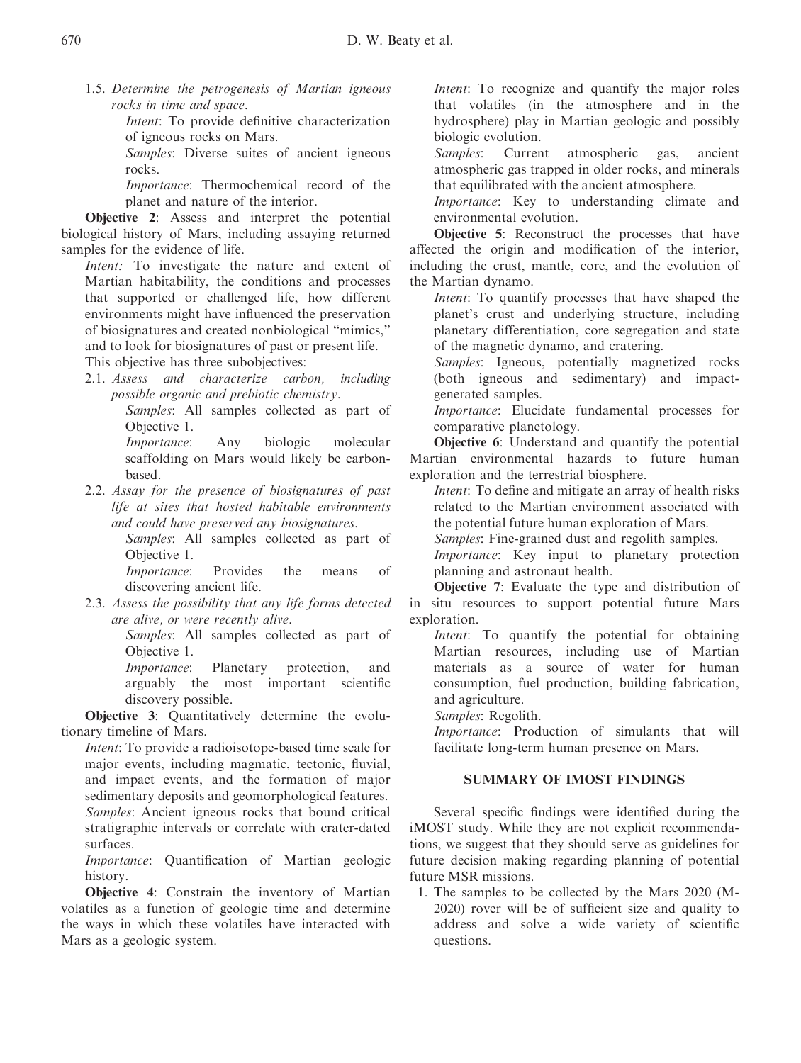1.5. *Determine the petrogenesis of Martian igneous rocks in time and space*.

*Intent*: To provide definitive characterization of igneous rocks on Mars.

*Samples*: Diverse suites of ancient igneous rocks.

*Importance*: Thermochemical record of the planet and nature of the interior.

**Objective 2**: Assess and interpret the potential biological history of Mars, including assaying returned samples for the evidence of life.

*Intent:* To investigate the nature and extent of Martian habitability, the conditions and processes that supported or challenged life, how different environments might have influenced the preservation of biosignatures and created nonbiological "mimics," and to look for biosignatures of past or present life.

This objective has three subobjectives:

2.1. *Assess and characterize carbon, including possible organic and prebiotic chemistry*.

*Samples*: All samples collected as part of Objective 1.

*Importance*: Any biologic molecular scaffolding on Mars would likely be carbon-based.

2.2. *Assay for the presence of biosignatures of past life at sites that hosted habitable environments and could have preserved any biosignatures*.

*Samples*: All samples collected as part of Objective 1.

*Importance*: Provides the means of discovering ancient life.

2.3. *Assess the possibility that any life forms detected are alive, or were recently alive*.

*Samples*: All samples collected as part of Objective 1.

*Importance*: Planetary protection, and arguably the most important scientific discovery possible.

**Objective 3**: Quantitatively determine the evolutionary timeline of Mars.

*Intent*: To provide a radioisotope-based time scale for major events, including magmatic, tectonic, fluvial, and impact events, and the formation of major sedimentary deposits and geomorphological features.

*Samples*: Ancient igneous rocks that bound critical stratigraphic intervals or correlate with crater-dated surfaces.

*Importance*: Quantification of Martian geologic history.

**Objective 4**: Constrain the inventory of Martian volatiles as a function of geologic time and determine the ways in which these volatiles have interacted with Mars as a geologic system.

*Intent*: To recognize and quantify the major roles that volatiles (in the atmosphere and in the hydrosphere) play in Martian geologic and possibly biologic evolution.

*Samples*: Current atmospheric gas, ancient atmospheric gas trapped in older rocks, and minerals that equilibrated with the ancient atmosphere.

*Importance*: Key to understanding climate and environmental evolution.

**Objective 5**: Reconstruct the processes that have affected the origin and modification of the interior, including the crust, mantle, core, and the evolution of the Martian dynamo.

*Intent*: To quantify processes that have shaped the planet's crust and underlying structure, including planetary differentiation, core segregation and state of the magnetic dynamo, and cratering.

*Samples*: Igneous, potentially magnetized rocks (both igneous and sedimentary) and impact-generated samples.

*Importance*: Elucidate fundamental processes for comparative planetology.

**Objective 6**: Understand and quantify the potential Martian environmental hazards to future human exploration and the terrestrial biosphere.

*Intent*: To define and mitigate an array of health risks related to the Martian environment associated with the potential future human exploration of Mars.

*Samples*: Fine-grained dust and regolith samples.

*Importance*: Key input to planetary protection planning and astronaut health.

**Objective 7**: Evaluate the type and distribution of in situ resources to support potential future Mars exploration.

*Intent*: To quantify the potential for obtaining Martian resources, including use of Martian materials as a source of water for human consumption, fuel production, building fabrication, and agriculture.

*Samples*: Regolith.

*Importance*: Production of simulants that will facilitate long-term human presence on Mars.

## SUMMARY OF IMOST FINDINGS

Several specific findings were identified during the iMOST study. While they are not explicit recommendations, we suggest that they should serve as guidelines for future decision making regarding planning of potential future MSR missions.

1. The samples to be collected by the Mars 2020 (M-2020) rover will be of sufficient size and quality to address and solve a wide variety of scientific questions.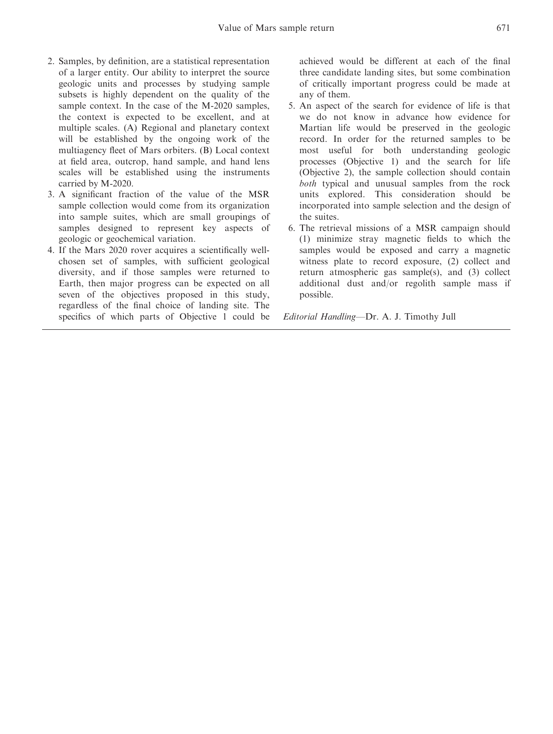2. Samples, by definition, are a statistical representation of a larger entity. Our ability to interpret the source geologic units and processes by studying sample subsets is highly dependent on the quality of the sample context. In the case of the M-2020 samples, the context is expected to be excellent, and at multiple scales. (A) Regional and planetary context will be established by the ongoing work of the multiagency fleet of Mars orbiters. (B) Local context at field area, outcrop, hand sample, and hand lens scales will be established using the instruments carried by M-2020.
3. A significant fraction of the value of the MSR sample collection would come from its organization into sample suites, which are small groupings of samples designed to represent key aspects of geologic or geochemical variation.
4. If the Mars 2020 rover acquires a scientifically well-chosen set of samples, with sufficient geological diversity, and if those samples were returned to Earth, then major progress can be expected on all seven of the objectives proposed in this study, regardless of the final choice of landing site. The specifics of which parts of Objective 1 could be achieved would be different at each of the final three candidate landing sites, but some combination of critically important progress could be made at any of them.
5. An aspect of the search for evidence of life is that we do not know in advance how evidence for Martian life would be preserved in the geologic record. In order for the returned samples to be most useful for both understanding geologic processes (Objective 1) and the search for life (Objective 2), the sample collection should contain *both* typical and unusual samples from the rock units explored. This consideration should be incorporated into sample selection and the design of the suites.
6. The retrieval missions of a MSR campaign should (1) minimize stray magnetic fields to which the samples would be exposed and carry a magnetic witness plate to record exposure, (2) collect and return atmospheric gas sample(s), and (3) collect additional dust and/or regolith sample mass if possible.

*Editorial Handling*—Dr. A. J. Timothy Jull